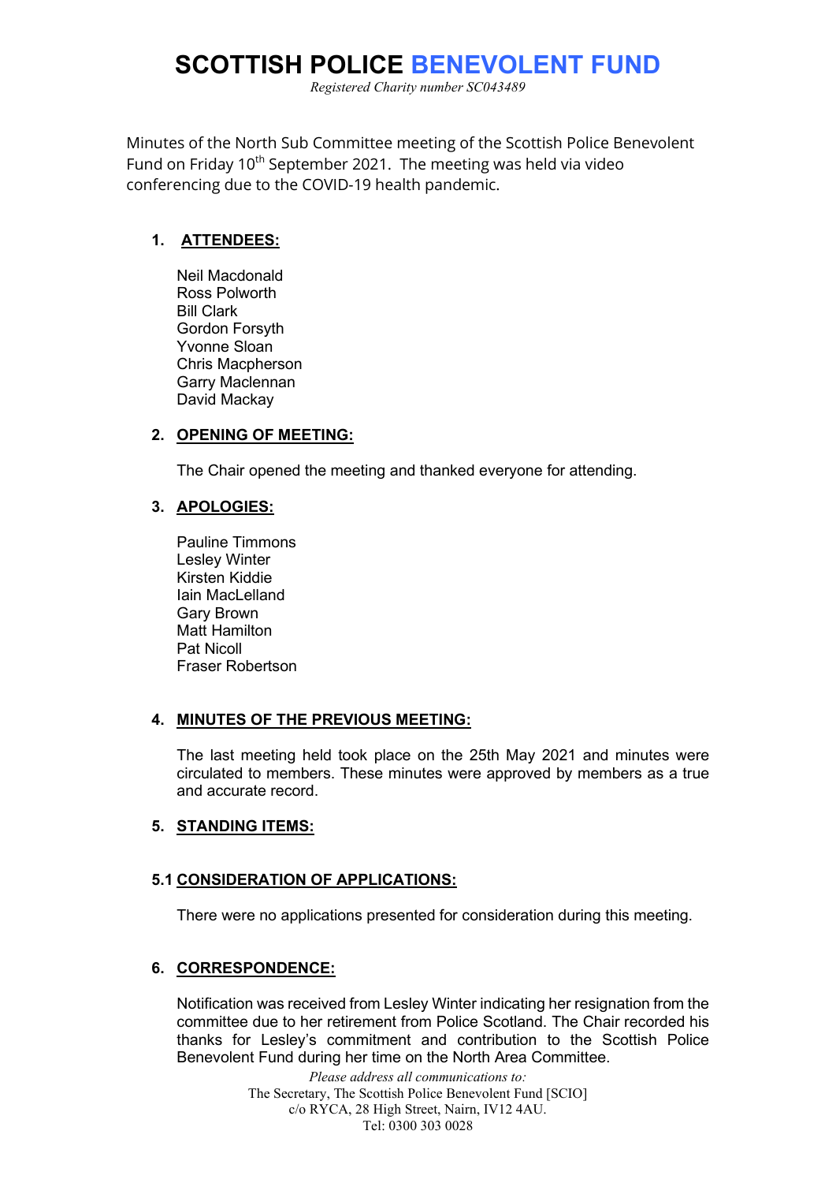# SCOTTISH POLICE BENEVOLENT FUND

*Registered Charity number SC043489*

Minutes of the North Sub Committee meeting of the Scottish Police Benevolent Fund on Friday 10th September 2021. The meeting was held via video conferencing due to the COVID-19 health pandemic.

## 1. ATTENDEES:

Neil Macdonald
Ross Polworth
Bill Clark
Gordon Forsyth
Yvonne Sloan
Chris Macpherson
Garry Maclennan
David Mackay

## 2. OPENING OF MEETING:

The Chair opened the meeting and thanked everyone for attending.

## 3. APOLOGIES:

Pauline Timmons
Lesley Winter
Kirsten Kiddie
Iain MacLelland
Gary Brown
Matt Hamilton
Pat Nicoll
Fraser Robertson

## 4. MINUTES OF THE PREVIOUS MEETING:

The last meeting held took place on the 25th May 2021 and minutes were circulated to members. These minutes were approved by members as a true and accurate record.

## 5. STANDING ITEMS:

### 5.1 CONSIDERATION OF APPLICATIONS:

There were no applications presented for consideration during this meeting.

## 6. CORRESPONDENCE:

Notification was received from Lesley Winter indicating her resignation from the committee due to her retirement from Police Scotland. The Chair recorded his thanks for Lesley's commitment and contribution to the Scottish Police Benevolent Fund during her time on the North Area Committee.

*Please address all communications to:*
The Secretary, The Scottish Police Benevolent Fund [SCIO]
c/o RYCA, 28 High Street, Nairn, IV12 4AU.
Tel: 0300 303 0028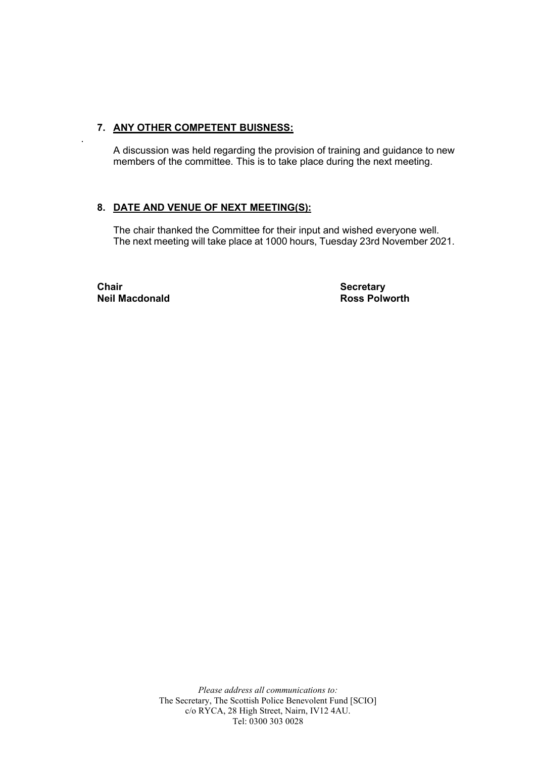7. **ANY OTHER COMPETENT BUISNESS:**

   A discussion was held regarding the provision of training and guidance to new members of the committee. This is to take place during the next meeting.

8. **DATE AND VENUE OF NEXT MEETING(S):**

   The chair thanked the Committee for their input and wished everyone well. The next meeting will take place at 1000 hours, Tuesday 23rd November 2021.

**Chair**
**Neil Macdonald**

**Secretary**
**Ross Polworth**

*Please address all communications to:*
The Secretary, The Scottish Police Benevolent Fund [SCIO]
c/o RYCA, 28 High Street, Nairn, IV12 4AU.
Tel: 0300 303 0028